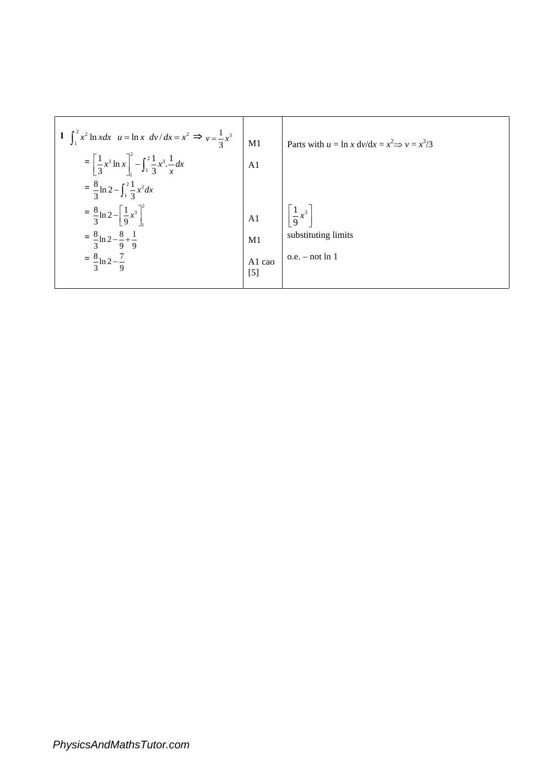| | | |
|---|---|---|
| **1** $\int_1^2 x^2 \ln x dx \quad u = \ln x \quad dv/dx = x^2 \Rightarrow v = \frac{1}{3}x^3$ | M1 | Parts with $u = \ln x$ $dv/dx = x^2 \Rightarrow v = x^3/3$ |
| $= \left[\frac{1}{3}x^3 \ln x\right]_1^2 - \int_1^2 \frac{1}{3}x^3 . \frac{1}{x} dx$ | A1 | |
| $= \frac{8}{3}\ln 2 - \int_1^2 \frac{1}{3}x^2 dx$ | | |
| $= \frac{8}{3}\ln 2 - \left[\frac{1}{9}x^3\right]_1^2$ | A1 | $\left[\frac{1}{9}x^3\right]$ |
| $= \frac{8}{3}\ln 2 - \frac{8}{9} + \frac{1}{9}$ | M1 | substituting limits |
| $= \frac{8}{3}\ln 2 - \frac{7}{9}$ | A1 cao [5] | o.e. – not ln 1 |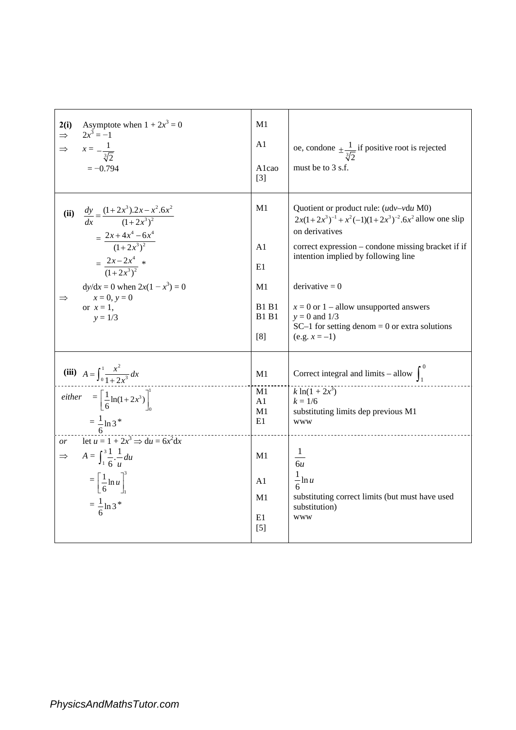| | | |
|---|---|---|
| **2(i)** Asymptote when $1 + 2x^3 = 0$<br>$\Rightarrow$ $2x^3 = -1$<br>$\Rightarrow$ $x = -\frac{1}{\sqrt[3]{2}}$<br>$= -0.794$ | M1<br><br>A1<br><br>A1cao<br>[3] | <br><br>oe, condone $\pm\frac{1}{\sqrt[3]{2}}$ if positive root is rejected<br>must be to 3 s.f. |
| **(ii)** $\frac{dy}{dx} = \frac{(1+2x^3).2x - x^2.6x^2}{(1+2x^3)^2}$<br>$= \frac{2x+4x^4-6x^4}{(1+2x^3)^2}$<br>$= \frac{2x-2x^4}{(1+2x^3)^2}$ *<br>$dy/dx = 0$ when $2x(1 - x^3) = 0$<br>$\Rightarrow$ $x = 0, y = 0$<br>or $x = 1$,<br>$y = 1/3$ | M1<br><br><br>A1<br><br>E1<br><br>M1<br><br>B1 B1<br>B1 B1<br><br>[8] | Quotient or product rule: ($u$d$v$–$v$d$u$ M0)<br>$2x(1+2x^3)^{-1} + x^2(-1)(1+2x^3)^{-2}.6x^2$ allow one slip on derivatives<br>correct expression – condone missing bracket if if intention implied by following line<br><br>derivative = 0<br><br>$x = 0$ or 1 – allow unsupported answers<br>$y = 0$ and 1/3<br>SC–1 for setting denom = 0 or extra solutions (e.g. $x = -1$) |
| **(iii)** $A = \int_0^1 \frac{x^2}{1+2x^3}\,dx$ | M1 | Correct integral and limits – allow $\int_1^0$ |
| *either* $= \left[\frac{1}{6}\ln(1+2x^3)\right]_0^1$<br>$= \frac{1}{6}\ln 3$ * | M1<br>A1<br>M1<br>E1 | $k\ln(1 + 2x^3)$<br>$k = 1/6$<br>substituting limits dep previous M1<br>www |
| *or* let $u = 1 + 2x^3 \Rightarrow du = 6x^2dx$<br>$\Rightarrow$ $A = \int_1^3 \frac{1}{6}.\frac{1}{u}\,du$<br>$= \left[\frac{1}{6}\ln u\right]_1^3$<br>$= \frac{1}{6}\ln 3$ * | <br>M1<br><br>A1<br><br>M1<br><br>E1<br>[5] | <br>$\frac{1}{6u}$<br>$\frac{1}{6}\ln u$<br>substituting correct limits (but must have used substitution)<br>www |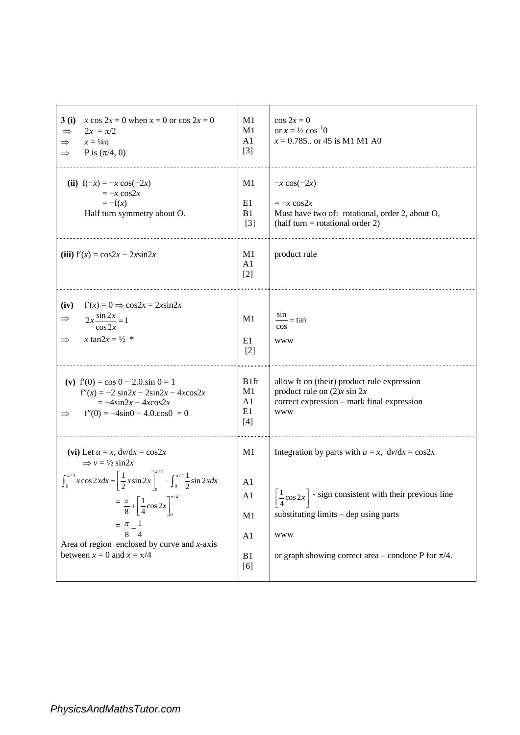| | | |
|---|---|---|
| **3 (i)** $x \cos 2x = 0$ when $x = 0$ or $\cos 2x = 0$<br>$\Rightarrow \quad 2x = \pi/2$<br>$\Rightarrow \quad x = \frac{1}{4}\pi$<br>$\Rightarrow \quad$ P is $(\pi/4, 0)$ | M1<br>M1<br>A1<br>[3] | $\cos 2x = 0$<br>or $x = \frac{1}{2}\cos^{-1}0$<br>$x = 0.785..$ or 45 is M1 M1 A0 |
| **(ii)** $f(-x) = -x\cos(-2x)$<br>$= -x\cos 2x$<br>$= -f(x)$<br>Half turn symmetry about O. | M1<br><br>E1<br>B1<br>[3] | $-x\cos(-2x)$<br><br>$= -x\cos 2x$<br>Must have two of: rotational, order 2, about O,<br>(half turn = rotational order 2) |
| **(iii)** $f'(x) = \cos 2x - 2x\sin 2x$ | M1<br>A1<br>[2] | product rule |
| **(iv)** $f'(x) = 0 \Rightarrow \cos 2x = 2x\sin 2x$<br>$\Rightarrow \quad 2x\dfrac{\sin 2x}{\cos 2x} = 1$<br>$\Rightarrow \quad x\tan 2x = \frac{1}{2}$ * | <br>M1<br><br>E1<br>[2] | <br>$\dfrac{\sin}{\cos} = \tan$<br><br>www |
| **(v)** $f'(0) = \cos 0 - 2.0.\sin 0 = 1$<br>$f''(x) = -2\sin 2x - 2\sin 2x - 4x\cos 2x$<br>$= -4\sin 2x - 4x\cos 2x$<br>$\Rightarrow \quad f''(0) = -4\sin 0 - 4.0.\cos 0 = 0$ | B1ft<br>M1<br>A1<br>E1<br>[4] | allow ft on (their) product rule expression<br>product rule on $(2)x\sin 2x$<br>correct expression – mark final expression<br>www |
| **(vi)** Let $u = x$, $dv/dx = \cos 2x$<br>$\Rightarrow v = \frac{1}{2}\sin 2x$<br>$\int_0^{\pi/4} x\cos 2x\,dx = \left[\frac{1}{2}x\sin 2x\right]_0^{\pi/4} - \int_0^{\pi/4}\frac{1}{2}\sin 2x\,dx$<br>$= \frac{\pi}{8} + \left[\frac{1}{4}\cos 2x\right]_0^{\pi/4}$<br>$= \frac{\pi}{8} - \frac{1}{4}$<br>Area of region enclosed by curve and $x$-axis between $x = 0$ and $x = \pi/4$ | M1<br><br><br>A1<br>A1<br>M1<br>A1<br><br>B1<br>[6] | Integration by parts with $u = x$, $dv/dx = \cos 2x$<br><br><br><br>$\left[\frac{1}{4}\cos 2x\right]$ - sign consistent with their previous line<br>substituting limits – dep using parts<br>www<br><br>or graph showing correct area – condone P for $\pi/4$. |